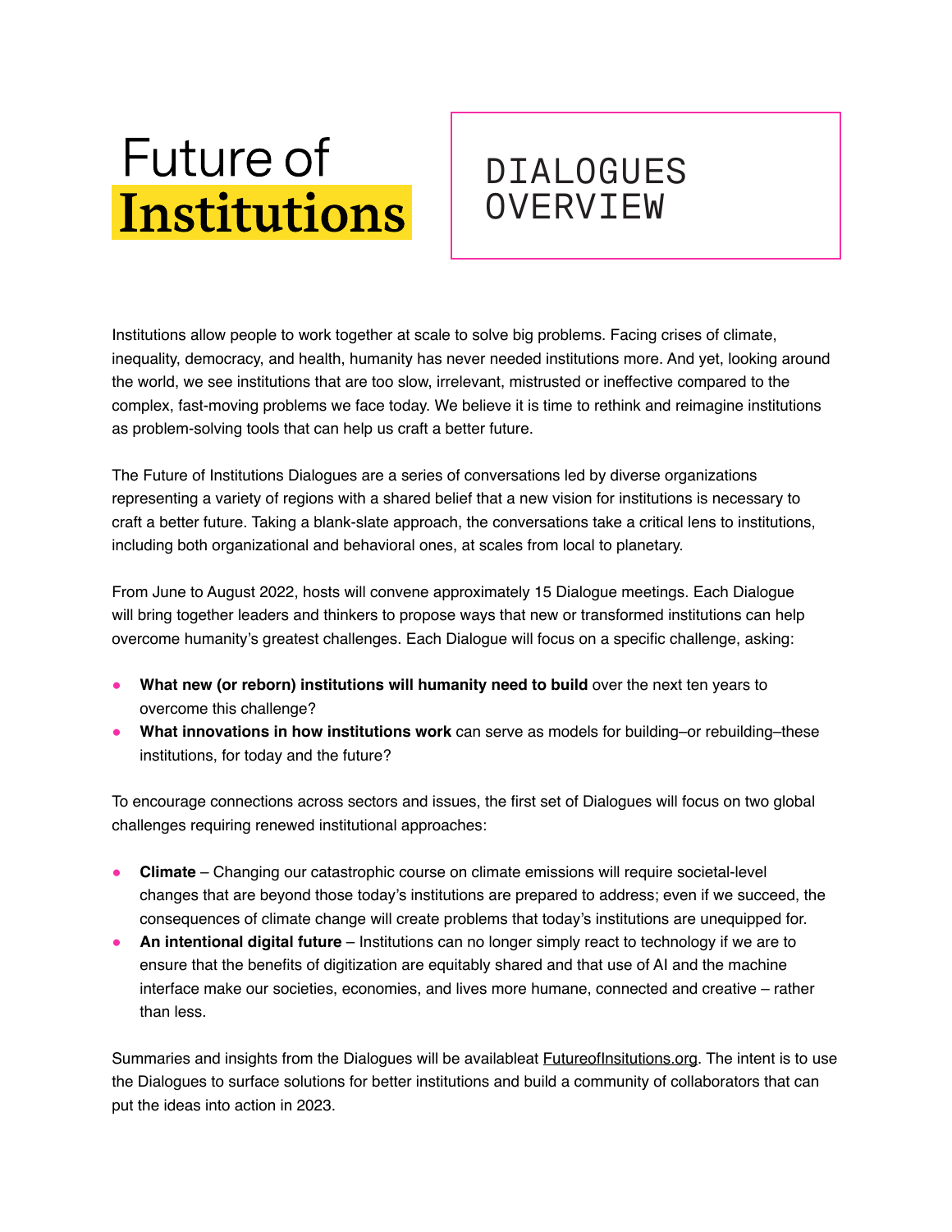# Future of Institutions

## DIALOGUES OVERVIEW

Institutions allow people to work together at scale to solve big problems. Facing crises of climate, inequality, democracy, and health, humanity has never needed institutions more. And yet, looking around the world, we see institutions that are too slow, irrelevant, mistrusted or ineffective compared to the complex, fast-moving problems we face today. We believe it is time to rethink and reimagine institutions as problem-solving tools that can help us craft a better future.

The Future of Institutions Dialogues are a series of conversations led by diverse organizations representing a variety of regions with a shared belief that a new vision for institutions is necessary to craft a better future. Taking a blank-slate approach, the conversations take a critical lens to institutions, including both organizational and behavioral ones, at scales from local to planetary.

From June to August 2022, hosts will convene approximately 15 Dialogue meetings. Each Dialogue will bring together leaders and thinkers to propose ways that new or transformed institutions can help overcome humanity's greatest challenges. Each Dialogue will focus on a specific challenge, asking:

- **What new (or reborn) institutions will humanity need to build** over the next ten years to overcome this challenge?
- **What innovations in how institutions work** can serve as models for building–or rebuilding–these institutions, for today and the future?

To encourage connections across sectors and issues, the first set of Dialogues will focus on two global challenges requiring renewed institutional approaches:

- **Climate** – Changing our catastrophic course on climate emissions will require societal-level changes that are beyond those today's institutions are prepared to address; even if we succeed, the consequences of climate change will create problems that today's institutions are unequipped for.
- **An intentional digital future** – Institutions can no longer simply react to technology if we are to ensure that the benefits of digitization are equitably shared and that use of AI and the machine interface make our societies, economies, and lives more humane, connected and creative – rather than less.

Summaries and insights from the Dialogues will be availableat FutureofInsitutions.org. The intent is to use the Dialogues to surface solutions for better institutions and build a community of collaborators that can put the ideas into action in 2023.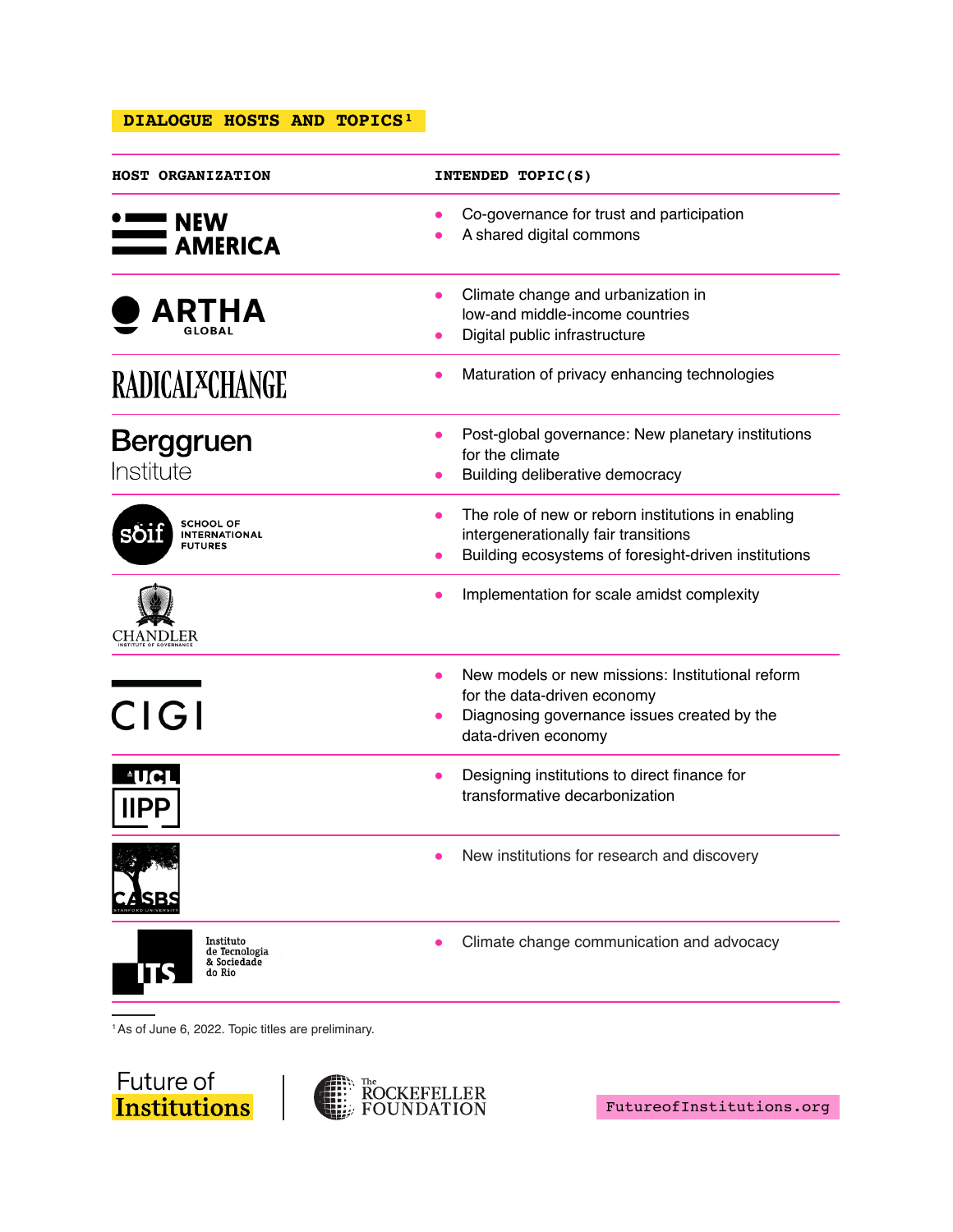## DIALOGUE HOSTS AND TOPICS[1]

| HOST ORGANIZATION | INTENDED TOPIC(S) |
| --- | --- |
| NEW AMERICA | • Co-governance for trust and participation<br>• A shared digital commons |
| ARTHA GLOBAL | • Climate change and urbanization in low-and middle-income countries<br>• Digital public infrastructure |
| RADICALxCHANGE | • Maturation of privacy enhancing technologies |
| Berggruen Institute | • Post-global governance: New planetary institutions for the climate<br>• Building deliberative democracy |
| SOIF School of International Futures | • The role of new or reborn institutions in enabling intergenerationally fair transitions<br>• Building ecosystems of foresight-driven institutions |
| CHANDLER Institute of Governance | • Implementation for scale amidst complexity |
| CIGI | • New models or new missions: Institutional reform for the data-driven economy<br>• Diagnosing governance issues created by the data-driven economy |
| UCL IIPP | • Designing institutions to direct finance for transformative decarbonization |
| CASBS Stanford University | • New institutions for research and discovery |
| ITS Instituto de Tecnologia & Sociedade do Rio | • Climate change communication and advocacy |

[1] As of June 6, 2022. Topic titles are preliminary.

Future of Institutions | The Rockefeller Foundation

FutureofInstitutions.org